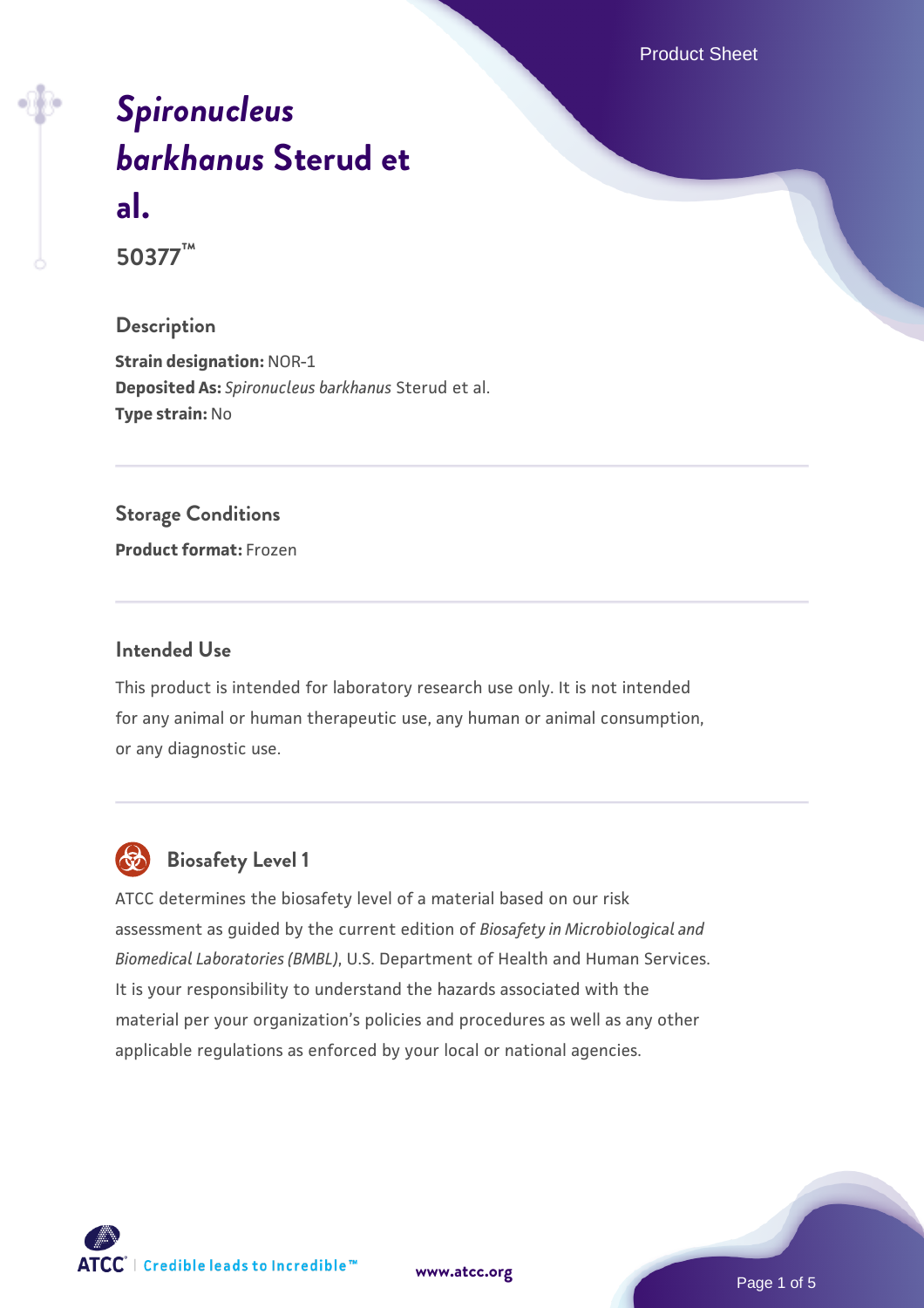# *Spironucleus barkhanus* Sterud et al.

**50377™**

## Description

**Strain designation:** NOR-1
**Deposited As:** *Spironucleus barkhanus* Sterud et al.
**Type strain:** No

## Storage Conditions

**Product format:** Frozen

## Intended Use

This product is intended for laboratory research use only. It is not intended for any animal or human therapeutic use, any human or animal consumption, or any diagnostic use.

## Biosafety Level 1

ATCC determines the biosafety level of a material based on our risk assessment as guided by the current edition of *Biosafety in Microbiological and Biomedical Laboratories (BMBL)*, U.S. Department of Health and Human Services. It is your responsibility to understand the hazards associated with the material per your organization's policies and procedures as well as any other applicable regulations as enforced by your local or national agencies.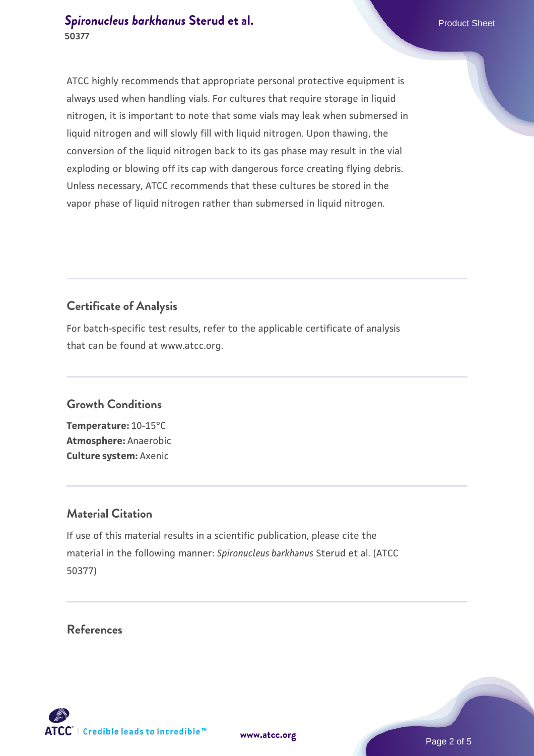ATCC highly recommends that appropriate personal protective equipment is always used when handling vials. For cultures that require storage in liquid nitrogen, it is important to note that some vials may leak when submersed in liquid nitrogen and will slowly fill with liquid nitrogen. Upon thawing, the conversion of the liquid nitrogen back to its gas phase may result in the vial exploding or blowing off its cap with dangerous force creating flying debris. Unless necessary, ATCC recommends that these cultures be stored in the vapor phase of liquid nitrogen rather than submersed in liquid nitrogen.

## Certificate of Analysis

For batch-specific test results, refer to the applicable certificate of analysis that can be found at www.atcc.org.

## Growth Conditions

**Temperature:** 10-15°C
**Atmosphere:** Anaerobic
**Culture system:** Axenic

## Material Citation

If use of this material results in a scientific publication, please cite the material in the following manner: *Spironucleus barkhanus* Sterud et al. (ATCC 50377)

## References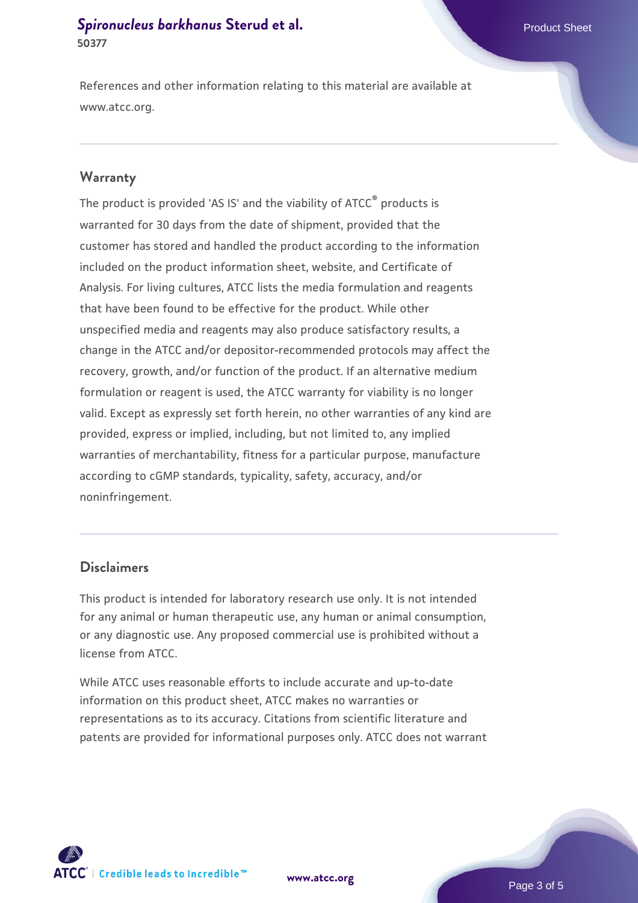References and other information relating to this material are available at www.atcc.org.

## Warranty

The product is provided 'AS IS' and the viability of ATCC® products is warranted for 30 days from the date of shipment, provided that the customer has stored and handled the product according to the information included on the product information sheet, website, and Certificate of Analysis. For living cultures, ATCC lists the media formulation and reagents that have been found to be effective for the product. While other unspecified media and reagents may also produce satisfactory results, a change in the ATCC and/or depositor-recommended protocols may affect the recovery, growth, and/or function of the product. If an alternative medium formulation or reagent is used, the ATCC warranty for viability is no longer valid. Except as expressly set forth herein, no other warranties of any kind are provided, express or implied, including, but not limited to, any implied warranties of merchantability, fitness for a particular purpose, manufacture according to cGMP standards, typicality, safety, accuracy, and/or noninfringement.

## Disclaimers

This product is intended for laboratory research use only. It is not intended for any animal or human therapeutic use, any human or animal consumption, or any diagnostic use. Any proposed commercial use is prohibited without a license from ATCC.

While ATCC uses reasonable efforts to include accurate and up-to-date information on this product sheet, ATCC makes no warranties or representations as to its accuracy. Citations from scientific literature and patents are provided for informational purposes only. ATCC does not warrant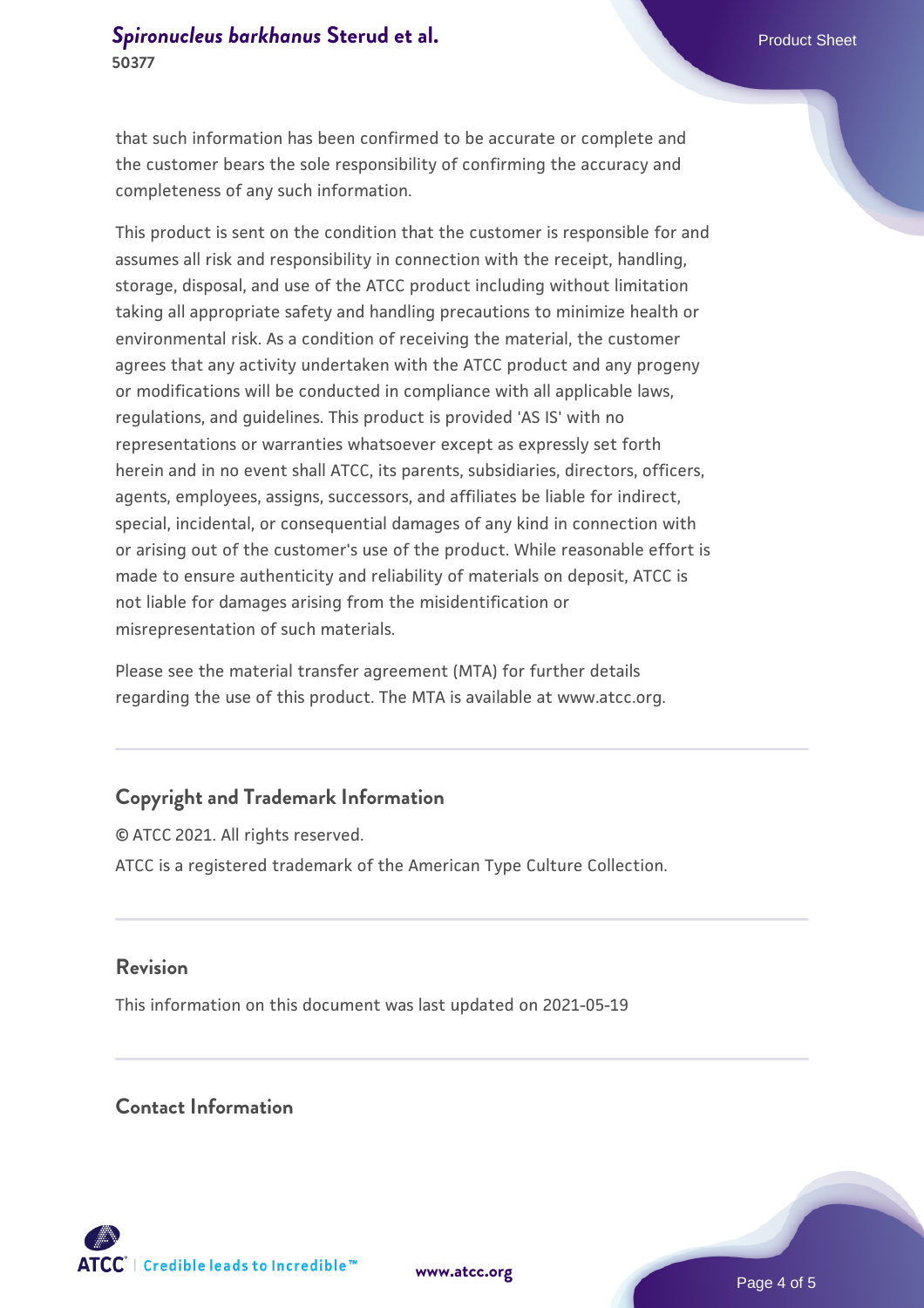that such information has been confirmed to be accurate or complete and the customer bears the sole responsibility of confirming the accuracy and completeness of any such information.

This product is sent on the condition that the customer is responsible for and assumes all risk and responsibility in connection with the receipt, handling, storage, disposal, and use of the ATCC product including without limitation taking all appropriate safety and handling precautions to minimize health or environmental risk. As a condition of receiving the material, the customer agrees that any activity undertaken with the ATCC product and any progeny or modifications will be conducted in compliance with all applicable laws, regulations, and guidelines. This product is provided 'AS IS' with no representations or warranties whatsoever except as expressly set forth herein and in no event shall ATCC, its parents, subsidiaries, directors, officers, agents, employees, assigns, successors, and affiliates be liable for indirect, special, incidental, or consequential damages of any kind in connection with or arising out of the customer's use of the product. While reasonable effort is made to ensure authenticity and reliability of materials on deposit, ATCC is not liable for damages arising from the misidentification or misrepresentation of such materials.

Please see the material transfer agreement (MTA) for further details regarding the use of this product. The MTA is available at www.atcc.org.

## Copyright and Trademark Information

© ATCC 2021. All rights reserved.

ATCC is a registered trademark of the American Type Culture Collection.

## Revision

This information on this document was last updated on 2021-05-19

## Contact Information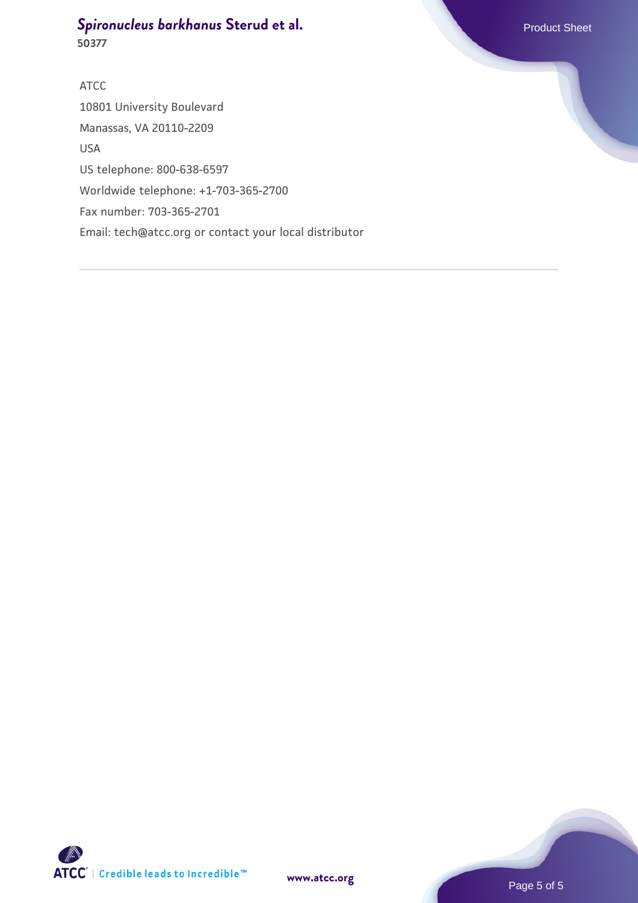ATCC

10801 University Boulevard

Manassas, VA 20110-2209

USA

US telephone: 800-638-6597

Worldwide telephone: +1-703-365-2700

Fax number: 703-365-2701

Email: tech@atcc.org or contact your local distributor

---